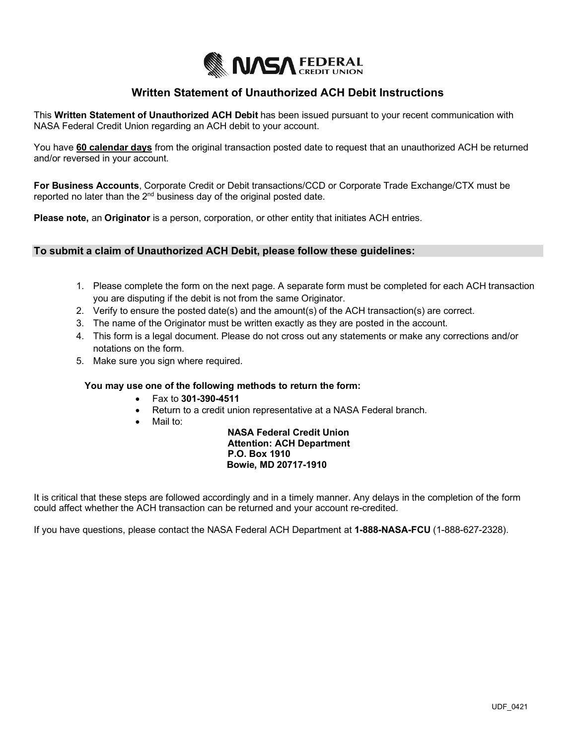# Written Statement of Unauthorized ACH Debit Instructions

This **Written Statement of Unauthorized ACH Debit** has been issued pursuant to your recent communication with NASA Federal Credit Union regarding an ACH debit to your account.

You have **60 calendar days** from the original transaction posted date to request that an unauthorized ACH be returned and/or reversed in your account.

**For Business Accounts**, Corporate Credit or Debit transactions/CCD or Corporate Trade Exchange/CTX must be reported no later than the 2nd business day of the original posted date.

**Please note,** an **Originator** is a person, corporation, or other entity that initiates ACH entries.

## To submit a claim of Unauthorized ACH Debit, please follow these guidelines:

1. Please complete the form on the next page. A separate form must be completed for each ACH transaction you are disputing if the debit is not from the same Originator.
2. Verify to ensure the posted date(s) and the amount(s) of the ACH transaction(s) are correct.
3. The name of the Originator must be written exactly as they are posted in the account.
4. This form is a legal document. Please do not cross out any statements or make any corrections and/or notations on the form.
5. Make sure you sign where required.

**You may use one of the following methods to return the form:**

- Fax to **301-390-4511**
- Return to a credit union representative at a NASA Federal branch.
- Mail to:

  **NASA Federal Credit Union**
  **Attention: ACH Department**
  **P.O. Box 1910**
  **Bowie, MD 20717-1910**

It is critical that these steps are followed accordingly and in a timely manner. Any delays in the completion of the form could affect whether the ACH transaction can be returned and your account re-credited.

If you have questions, please contact the NASA Federal ACH Department at **1-888-NASA-FCU** (1-888-627-2328).

UDF_0421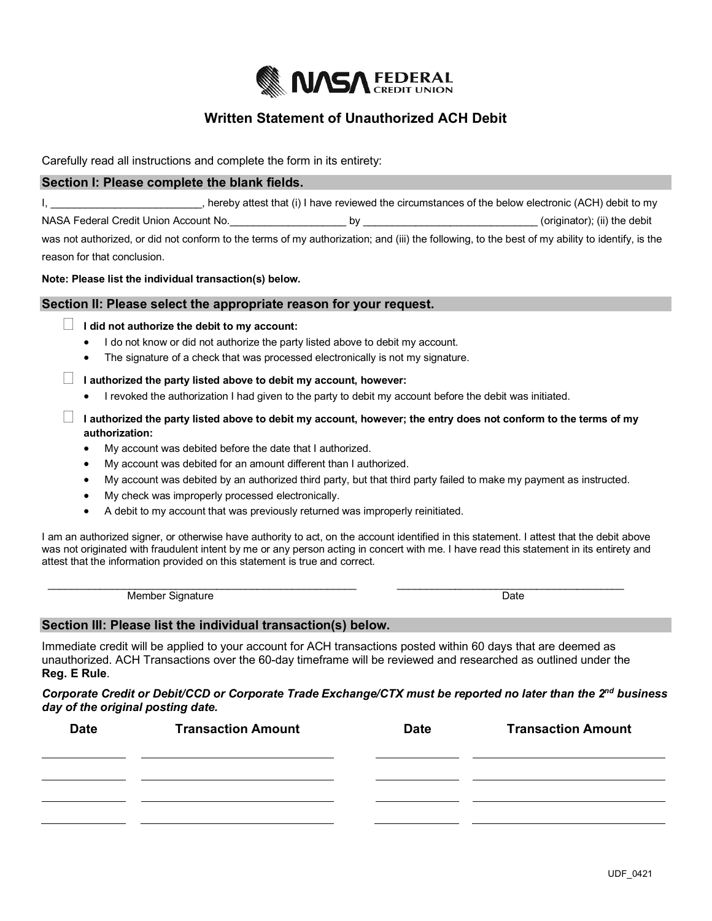NASA FEDERAL CREDIT UNION

# Written Statement of Unauthorized ACH Debit

Carefully read all instructions and complete the form in its entirety:

## Section I: Please complete the blank fields.

I, _________________________, hereby attest that (i) I have reviewed the circumstances of the below electronic (ACH) debit to my NASA Federal Credit Union Account No.____________________ by ______________________________ (originator); (ii) the debit was not authorized, or did not conform to the terms of my authorization; and (iii) the following, to the best of my ability to identify, is the reason for that conclusion.

**Note: Please list the individual transaction(s) below.**

## Section II: Please select the appropriate reason for your request.

☐ **I did not authorize the debit to my account:**

- I do not know or did not authorize the party listed above to debit my account.
- The signature of a check that was processed electronically is not my signature.

☐ **I authorized the party listed above to debit my account, however:**

- I revoked the authorization I had given to the party to debit my account before the debit was initiated.

☐ **I authorized the party listed above to debit my account, however; the entry does not conform to the terms of my authorization:**

- My account was debited before the date that I authorized.
- My account was debited for an amount different than I authorized.
- My account was debited by an authorized third party, but that third party failed to make my payment as instructed.
- My check was improperly processed electronically.
- A debit to my account that was previously returned was improperly reinitiated.

I am an authorized signer, or otherwise have authority to act, on the account identified in this statement. I attest that the debit above was not originated with fraudulent intent by me or any person acting in concert with me. I have read this statement in its entirety and attest that the information provided on this statement is true and correct.

_____________________________________________ Member Signature

_____________________________________ Date

## Section III: Please list the individual transaction(s) below.

Immediate credit will be applied to your account for ACH transactions posted within 60 days that are deemed as unauthorized. ACH Transactions over the 60-day timeframe will be reviewed and researched as outlined under the **Reg. E Rule**.

***Corporate Credit or Debit/CCD or Corporate Trade Exchange/CTX must be reported no later than the 2nd business day of the original posting date.***

| Date | Transaction Amount | Date | Transaction Amount |
| --- | --- | --- | --- |
| | | | |
| | | | |
| | | | |
| | | | |

UDF_0421